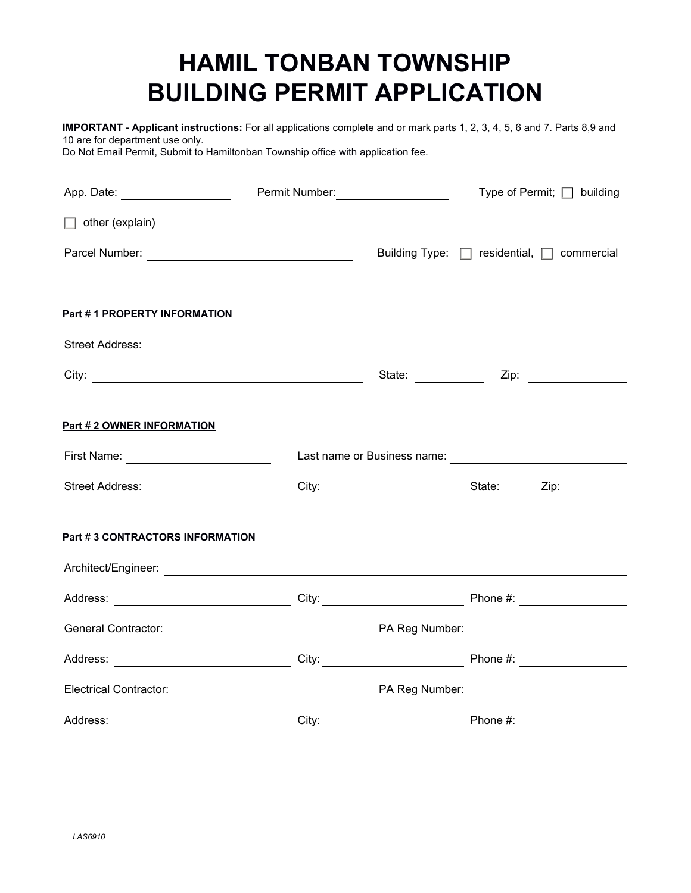# HAMIL TONBAN TOWNSHIP
# BUILDING PERMIT APPLICATION

**IMPORTANT - Applicant instructions:** For all applications complete and or mark parts 1, 2, 3, 4, 5, 6 and 7. Parts 8,9 and 10 are for department use only.

Do Not Email Permit, Submit to Hamiltonban Township office with application fee.

App. Date: ______________ Permit Number: ______________ Type of Permit; ☐ building

☐ other (explain) ____________________________________________

Parcel Number: ______________________ Building Type: ☐ residential, ☐ commercial

**Part # 1 PROPERTY INFORMATION**

Street Address: ____________________________________________

City: ______________________ State: __________ Zip: ______________

**Part # 2 OWNER INFORMATION**

First Name: ______________ Last name or Business name: ______________________

Street Address: ______________ City: ______________ State: _____ Zip: ________

**Part # 3 CONTRACTORS INFORMATION**

Architect/Engineer: ____________________________________________

Address: ______________ City: ______________ Phone #: ______________

General Contractor: ______________________ PA Reg Number: ______________

Address: ______________ City: ______________ Phone #: ______________

Electrical Contractor: ______________________ PA Reg Number: ______________

Address: ______________ City: ______________ Phone #: ______________

*LAS6910*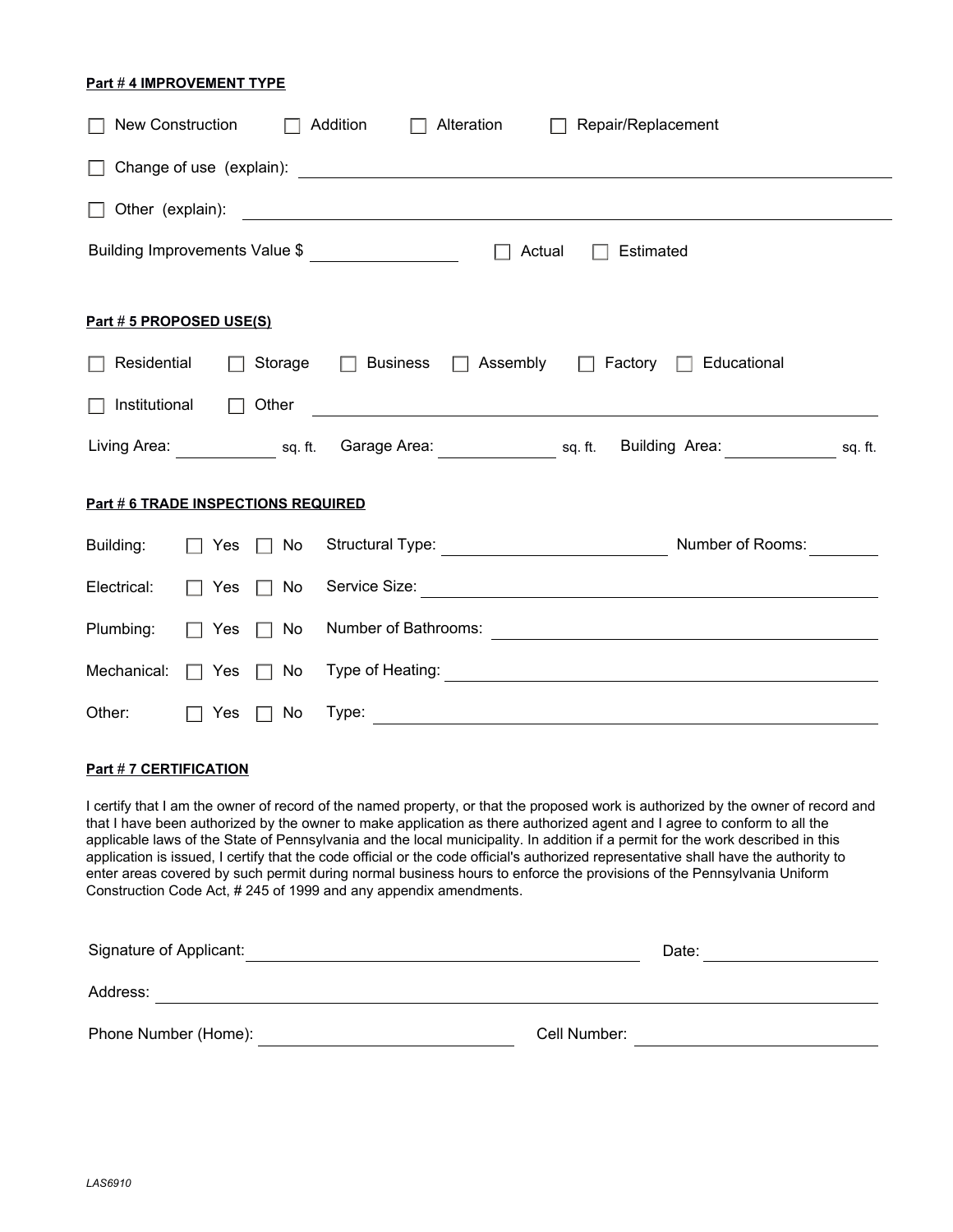**Part # 4 IMPROVEMENT TYPE**

☐ New Construction ☐ Addition ☐ Alteration ☐ Repair/Replacement

☐ Change of use (explain): ______________________________

☐ Other (explain): ______________________________

Building Improvements Value $ ____________ ☐ Actual ☐ Estimated

**Part # 5 PROPOSED USE(S)**

☐ Residential ☐ Storage ☐ Business ☐ Assembly ☐ Factory ☐ Educational

☐ Institutional ☐ Other ______________________________

Living Area: __________ sq. ft. Garage Area: __________ sq. ft. Building Area: __________ sq. ft.

**Part # 6 TRADE INSPECTIONS REQUIRED**

Building: ☐ Yes ☐ No Structural Type: ____________ Number of Rooms: ________

Electrical: ☐ Yes ☐ No Service Size: ______________________________

Plumbing: ☐ Yes ☐ No Number of Bathrooms: ______________________________

Mechanical: ☐ Yes ☐ No Type of Heating: ______________________________

Other: ☐ Yes ☐ No Type: ______________________________

**Part # 7 CERTIFICATION**

I certify that I am the owner of record of the named property, or that the proposed work is authorized by the owner of record and that I have been authorized by the owner to make application as there authorized agent and I agree to conform to all the applicable laws of the State of Pennsylvania and the local municipality. In addition if a permit for the work described in this application is issued, I certify that the code official or the code official's authorized representative shall have the authority to enter areas covered by such permit during normal business hours to enforce the provisions of the Pennsylvania Uniform Construction Code Act, # 245 of 1999 and any appendix amendments.

Signature of Applicant: ______________________________ Date: ______________

Address: ______________________________

Phone Number (Home): ____________________ Cell Number: ____________________

*LAS6910*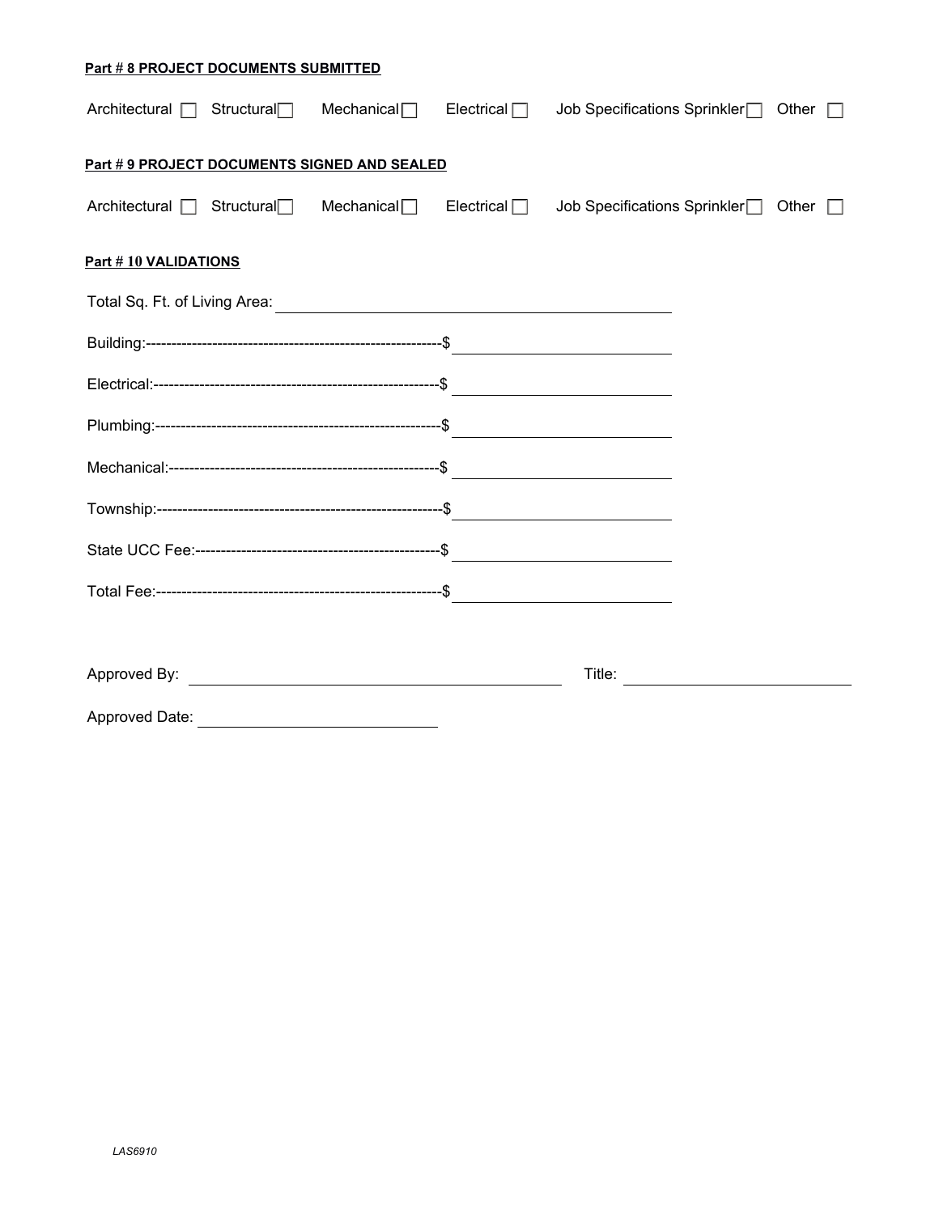**Part # 8 PROJECT DOCUMENTS SUBMITTED**

Architectural ☐ Structural☐ Mechanical☐ Electrical ☐ Job Specifications Sprinkler☐ Other ☐

**Part # 9 PROJECT DOCUMENTS SIGNED AND SEALED**

Architectural ☐ Structural☐ Mechanical☐ Electrical ☐ Job Specifications Sprinkler☐ Other ☐

**Part # 10 VALIDATIONS**

Total Sq. Ft. of Living Area: ______________________________

Building:-----------------------------------------------------------$ ____________________

Electrical:--------------------------------------------------------$ ____________________

Plumbing:--------------------------------------------------------$ ____________________

Mechanical:-----------------------------------------------------$ ____________________

Township:--------------------------------------------------------$ ____________________

State UCC Fee:------------------------------------------------$ ____________________

Total Fee:--------------------------------------------------------$ ____________________

Approved By: ______________________________ Title: ____________________

Approved Date: ____________________

*LAS6910*